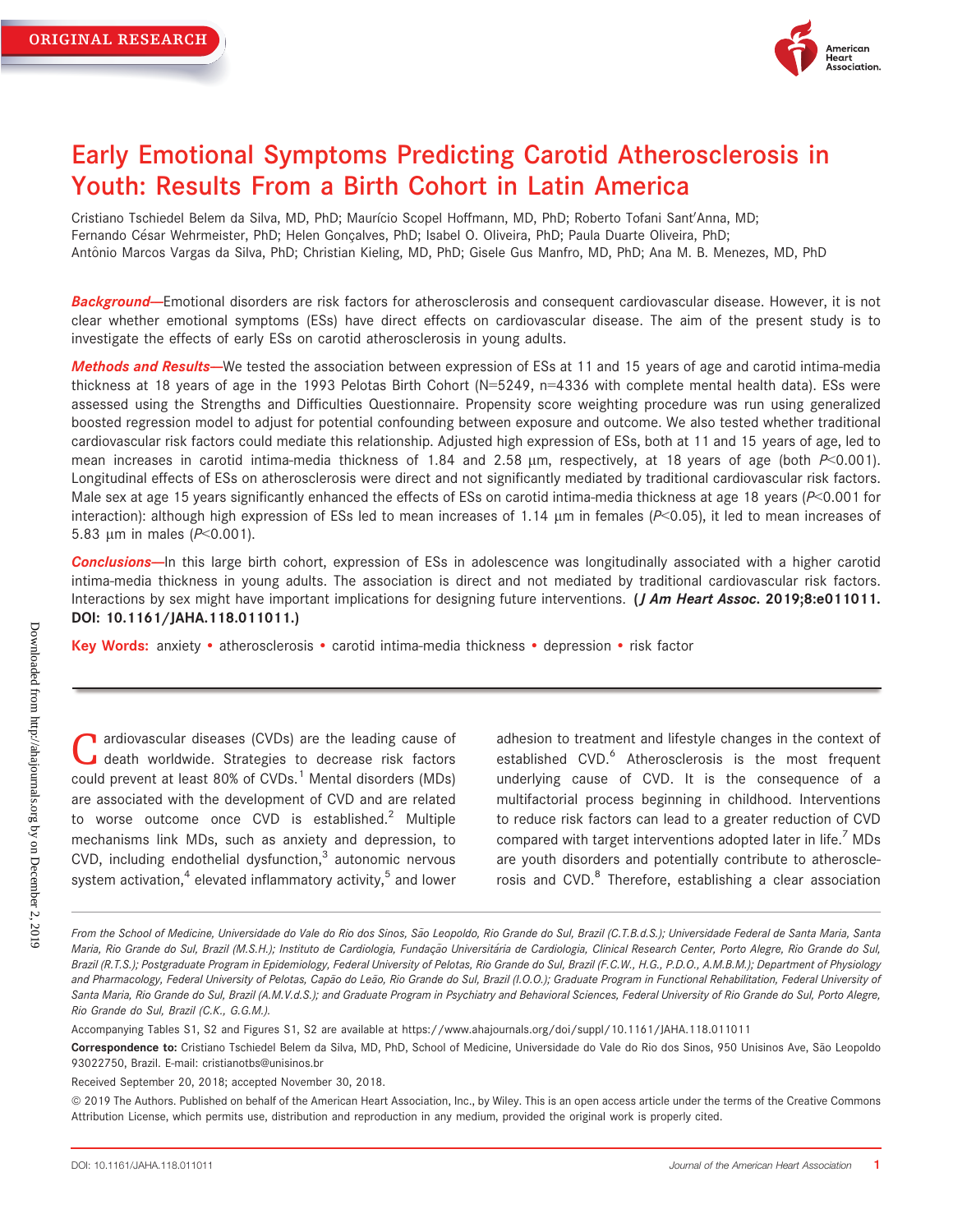ORIGINAL RESEARCH

# Early Emotional Symptoms Predicting Carotid Atherosclerosis in Youth: Results From a Birth Cohort in Latin America

Cristiano Tschiedel Belem da Silva, MD, PhD; Maurício Scopel Hoffmann, MD, PhD; Roberto Tofani Sant'Anna, MD; Fernando César Wehrmeister, PhD; Helen Gonçalves, PhD; Isabel O. Oliveira, PhD; Paula Duarte Oliveira, PhD; Antônio Marcos Vargas da Silva, PhD; Christian Kieling, MD, PhD; Gisele Gus Manfro, MD, PhD; Ana M. B. Menezes, MD, PhD

***Background*—**Emotional disorders are risk factors for atherosclerosis and consequent cardiovascular disease. However, it is not clear whether emotional symptoms (ESs) have direct effects on cardiovascular disease. The aim of the present study is to investigate the effects of early ESs on carotid atherosclerosis in young adults.

***Methods and Results*—**We tested the association between expression of ESs at 11 and 15 years of age and carotid intima-media thickness at 18 years of age in the 1993 Pelotas Birth Cohort (N=5249, n=4336 with complete mental health data). ESs were assessed using the Strengths and Difficulties Questionnaire. Propensity score weighting procedure was run using generalized boosted regression model to adjust for potential confounding between exposure and outcome. We also tested whether traditional cardiovascular risk factors could mediate this relationship. Adjusted high expression of ESs, both at 11 and 15 years of age, led to mean increases in carotid intima-media thickness of 1.84 and 2.58 μm, respectively, at 18 years of age (both $P<0.001$). Longitudinal effects of ESs on atherosclerosis were direct and not significantly mediated by traditional cardiovascular risk factors. Male sex at age 15 years significantly enhanced the effects of ESs on carotid intima-media thickness at age 18 years ($P<0.001$ for interaction): although high expression of ESs led to mean increases of 1.14 μm in females ($P<0.05$), it led to mean increases of 5.83 μm in males ($P<0.001$).

***Conclusions*—**In this large birth cohort, expression of ESs in adolescence was longitudinally associated with a higher carotid intima-media thickness in young adults. The association is direct and not mediated by traditional cardiovascular risk factors. Interactions by sex might have important implications for designing future interventions. **(*J Am Heart Assoc.* 2019;8:e011011. DOI: 10.1161/JAHA.118.011011.)**

**Key Words:** anxiety • atherosclerosis • carotid intima-media thickness • depression • risk factor

Cardiovascular diseases (CVDs) are the leading cause of death worldwide. Strategies to decrease risk factors could prevent at least 80% of CVDs.[1] Mental disorders (MDs) are associated with the development of CVD and are related to worse outcome once CVD is established.[2] Multiple mechanisms link MDs, such as anxiety and depression, to CVD, including endothelial dysfunction,[3] autonomic nervous system activation,[4] elevated inflammatory activity,[5] and lower adhesion to treatment and lifestyle changes in the context of established CVD.[6] Atherosclerosis is the most frequent underlying cause of CVD. It is the consequence of a multifactorial process beginning in childhood. Interventions to reduce risk factors can lead to a greater reduction of CVD compared with target interventions adopted later in life.[7] MDs are youth disorders and potentially contribute to atherosclerosis and CVD.[8] Therefore, establishing a clear association

*From the School of Medicine, Universidade do Vale do Rio dos Sinos, São Leopoldo, Rio Grande do Sul, Brazil (C.T.B.d.S.); Universidade Federal de Santa Maria, Santa Maria, Rio Grande do Sul, Brazil (M.S.H.); Instituto de Cardiologia, Fundação Universitária de Cardiologia, Clinical Research Center, Porto Alegre, Rio Grande do Sul, Brazil (R.T.S.); Postgraduate Program in Epidemiology, Federal University of Pelotas, Rio Grande do Sul, Brazil (F.C.W., H.G., P.D.O., A.M.B.M.); Department of Physiology and Pharmacology, Federal University of Pelotas, Capão do Leão, Rio Grande do Sul, Brazil (I.O.O.); Graduate Program in Functional Rehabilitation, Federal University of Santa Maria, Rio Grande do Sul, Brazil (A.M.V.d.S.); and Graduate Program in Psychiatry and Behavioral Sciences, Federal University of Rio Grande do Sul, Porto Alegre, Rio Grande do Sul, Brazil (C.K., G.G.M.).*

Accompanying Tables S1, S2 and Figures S1, S2 are available at https://www.ahajournals.org/doi/suppl/10.1161/JAHA.118.011011

**Correspondence to:** Cristiano Tschiedel Belem da Silva, MD, PhD, School of Medicine, Universidade do Vale do Rio dos Sinos, 950 Unisinos Ave, São Leopoldo 93022750, Brazil. E-mail: cristianotbs@unisinos.br

Received September 20, 2018; accepted November 30, 2018.

© 2019 The Authors. Published on behalf of the American Heart Association, Inc., by Wiley. This is an open access article under the terms of the Creative Commons Attribution License, which permits use, distribution and reproduction in any medium, provided the original work is properly cited.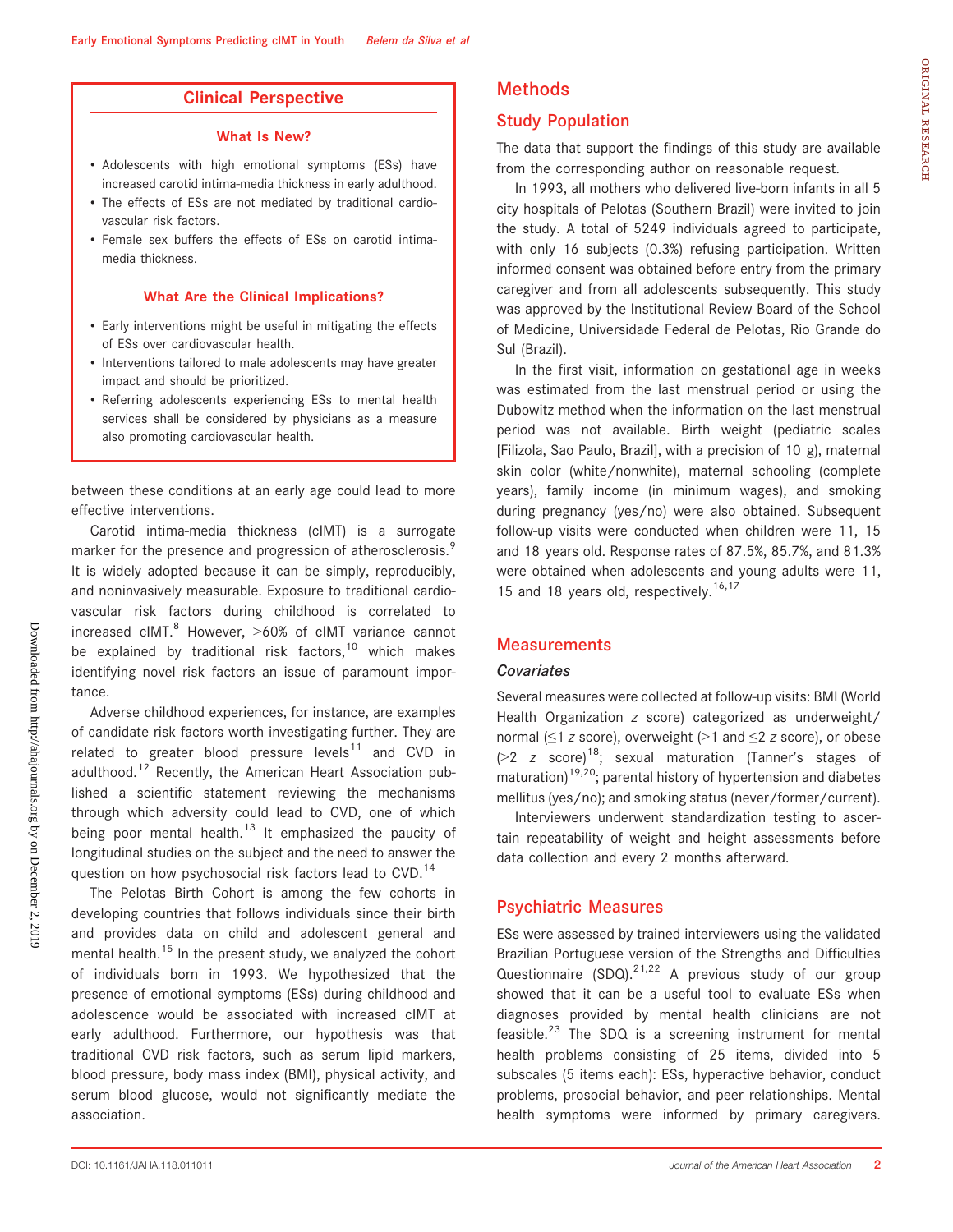## Clinical Perspective

### What Is New?

- Adolescents with high emotional symptoms (ESs) have increased carotid intima-media thickness in early adulthood.
- The effects of ESs are not mediated by traditional cardiovascular risk factors.
- Female sex buffers the effects of ESs on carotid intima-media thickness.

### What Are the Clinical Implications?

- Early interventions might be useful in mitigating the effects of ESs over cardiovascular health.
- Interventions tailored to male adolescents may have greater impact and should be prioritized.
- Referring adolescents experiencing ESs to mental health services shall be considered by physicians as a measure also promoting cardiovascular health.

between these conditions at an early age could lead to more effective interventions.

Carotid intima-media thickness (cIMT) is a surrogate marker for the presence and progression of atherosclerosis.[9] It is widely adopted because it can be simply, reproducibly, and noninvasively measurable. Exposure to traditional cardiovascular risk factors during childhood is correlated to increased cIMT.[8] However, >60% of cIMT variance cannot be explained by traditional risk factors,[10] which makes identifying novel risk factors an issue of paramount importance.

Adverse childhood experiences, for instance, are examples of candidate risk factors worth investigating further. They are related to greater blood pressure levels[11] and CVD in adulthood.[12] Recently, the American Heart Association published a scientific statement reviewing the mechanisms through which adversity could lead to CVD, one of which being poor mental health.[13] It emphasized the paucity of longitudinal studies on the subject and the need to answer the question on how psychosocial risk factors lead to CVD.[14]

The Pelotas Birth Cohort is among the few cohorts in developing countries that follows individuals since their birth and provides data on child and adolescent general and mental health.[15] In the present study, we analyzed the cohort of individuals born in 1993. We hypothesized that the presence of emotional symptoms (ESs) during childhood and adolescence would be associated with increased cIMT at early adulthood. Furthermore, our hypothesis was that traditional CVD risk factors, such as serum lipid markers, blood pressure, body mass index (BMI), physical activity, and serum blood glucose, would not significantly mediate the association.

# Methods

## Study Population

The data that support the findings of this study are available from the corresponding author on reasonable request.

In 1993, all mothers who delivered live-born infants in all 5 city hospitals of Pelotas (Southern Brazil) were invited to join the study. A total of 5249 individuals agreed to participate, with only 16 subjects (0.3%) refusing participation. Written informed consent was obtained before entry from the primary caregiver and from all adolescents subsequently. This study was approved by the Institutional Review Board of the School of Medicine, Universidade Federal de Pelotas, Rio Grande do Sul (Brazil).

In the first visit, information on gestational age in weeks was estimated from the last menstrual period or using the Dubowitz method when the information on the last menstrual period was not available. Birth weight (pediatric scales [Filizola, Sao Paulo, Brazil], with a precision of 10 g), maternal skin color (white/nonwhite), maternal schooling (complete years), family income (in minimum wages), and smoking during pregnancy (yes/no) were also obtained. Subsequent follow-up visits were conducted when children were 11, 15 and 18 years old. Response rates of 87.5%, 85.7%, and 81.3% were obtained when adolescents and young adults were 11, 15 and 18 years old, respectively.[16,17]

## Measurements

### Covariates

Several measures were collected at follow-up visits: BMI (World Health Organization *z* score) categorized as underweight/normal (≤1 *z* score), overweight (>1 and ≤2 *z* score), or obese (>2 *z* score)[18]; sexual maturation (Tanner's stages of maturation)[19,20]; parental history of hypertension and diabetes mellitus (yes/no); and smoking status (never/former/current).

Interviewers underwent standardization testing to ascertain repeatability of weight and height assessments before data collection and every 2 months afterward.

## Psychiatric Measures

ESs were assessed by trained interviewers using the validated Brazilian Portuguese version of the Strengths and Difficulties Questionnaire (SDQ).[21,22] A previous study of our group showed that it can be a useful tool to evaluate ESs when diagnoses provided by mental health clinicians are not feasible.[23] The SDQ is a screening instrument for mental health problems consisting of 25 items, divided into 5 subscales (5 items each): ESs, hyperactive behavior, conduct problems, prosocial behavior, and peer relationships. Mental health symptoms were informed by primary caregivers.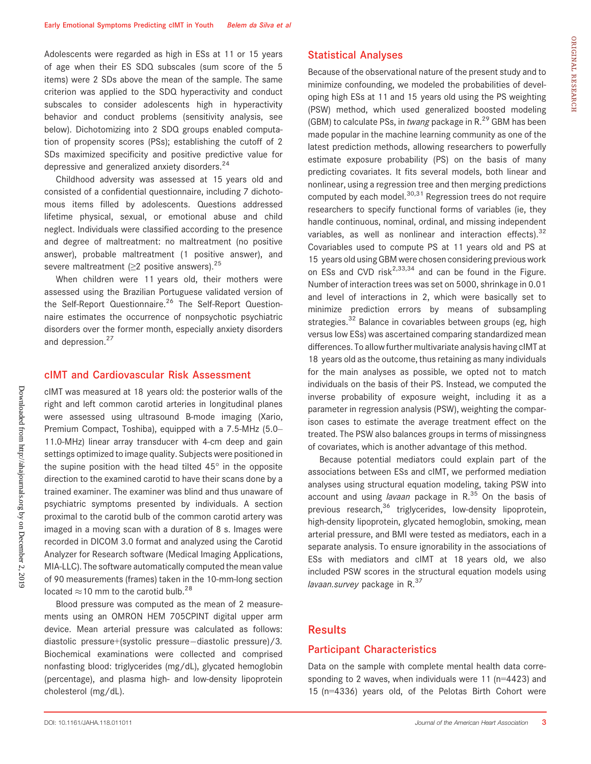Adolescents were regarded as high in ESs at 11 or 15 years of age when their ES SDQ subscales (sum score of the 5 items) were 2 SDs above the mean of the sample. The same criterion was applied to the SDQ hyperactivity and conduct subscales to consider adolescents high in hyperactivity behavior and conduct problems (sensitivity analysis, see below). Dichotomizing into 2 SDQ groups enabled computation of propensity scores (PSs); establishing the cutoff of 2 SDs maximized specificity and positive predictive value for depressive and generalized anxiety disorders.[24]

Childhood adversity was assessed at 15 years old and consisted of a confidential questionnaire, including 7 dichotomous items filled by adolescents. Questions addressed lifetime physical, sexual, or emotional abuse and child neglect. Individuals were classified according to the presence and degree of maltreatment: no maltreatment (no positive answer), probable maltreatment (1 positive answer), and severe maltreatment (≥2 positive answers).[25]

When children were 11 years old, their mothers were assessed using the Brazilian Portuguese validated version of the Self-Report Questionnaire.[26] The Self-Report Questionnaire estimates the occurrence of nonpsychotic psychiatric disorders over the former month, especially anxiety disorders and depression.[27]

## cIMT and Cardiovascular Risk Assessment

cIMT was measured at 18 years old: the posterior walls of the right and left common carotid arteries in longitudinal planes were assessed using ultrasound B-mode imaging (Xario, Premium Compact, Toshiba), equipped with a 7.5-MHz (5.0–11.0-MHz) linear array transducer with 4-cm deep and gain settings optimized to image quality. Subjects were positioned in the supine position with the head tilted 45° in the opposite direction to the examined carotid to have their scans done by a trained examiner. The examiner was blind and thus unaware of psychiatric symptoms presented by individuals. A section proximal to the carotid bulb of the common carotid artery was imaged in a moving scan with a duration of 8 s. Images were recorded in DICOM 3.0 format and analyzed using the Carotid Analyzer for Research software (Medical Imaging Applications, MIA-LLC). The software automatically computed the mean value of 90 measurements (frames) taken in the 10-mm-long section located ≈10 mm to the carotid bulb.[28]

Blood pressure was computed as the mean of 2 measurements using an OMRON HEM 705CPINT digital upper arm device. Mean arterial pressure was calculated as follows: diastolic pressure+(systolic pressure−diastolic pressure)/3. Biochemical examinations were collected and comprised nonfasting blood: triglycerides (mg/dL), glycated hemoglobin (percentage), and plasma high- and low-density lipoprotein cholesterol (mg/dL).

## Statistical Analyses

Because of the observational nature of the present study and to minimize confounding, we modeled the probabilities of developing high ESs at 11 and 15 years old using the PS weighting (PSW) method, which used generalized boosted modeling (GBM) to calculate PSs, in *twang* package in R.[29] GBM has been made popular in the machine learning community as one of the latest prediction methods, allowing researchers to powerfully estimate exposure probability (PS) on the basis of many predicting covariates. It fits several models, both linear and nonlinear, using a regression tree and then merging predictions computed by each model.[30,31] Regression trees do not require researchers to specify functional forms of variables (ie, they handle continuous, nominal, ordinal, and missing independent variables, as well as nonlinear and interaction effects).[32] Covariables used to compute PS at 11 years old and PS at 15 years old using GBM were chosen considering previous work on ESs and CVD risk[2,33,34] and can be found in the Figure. Number of interaction trees was set on 5000, shrinkage in 0.01 and level of interactions in 2, which were basically set to minimize prediction errors by means of subsampling strategies.[32] Balance in covariables between groups (eg, high versus low ESs) was ascertained comparing standardized mean differences. To allow further multivariate analysis having cIMT at 18 years old as the outcome, thus retaining as many individuals for the main analyses as possible, we opted not to match individuals on the basis of their PS. Instead, we computed the inverse probability of exposure weight, including it as a parameter in regression analysis (PSW), weighting the comparison cases to estimate the average treatment effect on the treated. The PSW also balances groups in terms of missingness of covariates, which is another advantage of this method.

Because potential mediators could explain part of the associations between ESs and cIMT, we performed mediation analyses using structural equation modeling, taking PSW into account and using *lavaan* package in R.[35] On the basis of previous research,[36] triglycerides, low-density lipoprotein, high-density lipoprotein, glycated hemoglobin, smoking, mean arterial pressure, and BMI were tested as mediators, each in a separate analysis. To ensure ignorability in the associations of ESs with mediators and cIMT at 18 years old, we also included PSW scores in the structural equation models using *lavaan.survey* package in R.[37]

# Results

## Participant Characteristics

Data on the sample with complete mental health data corresponding to 2 waves, when individuals were 11 (n=4423) and 15 (n=4336) years old, of the Pelotas Birth Cohort were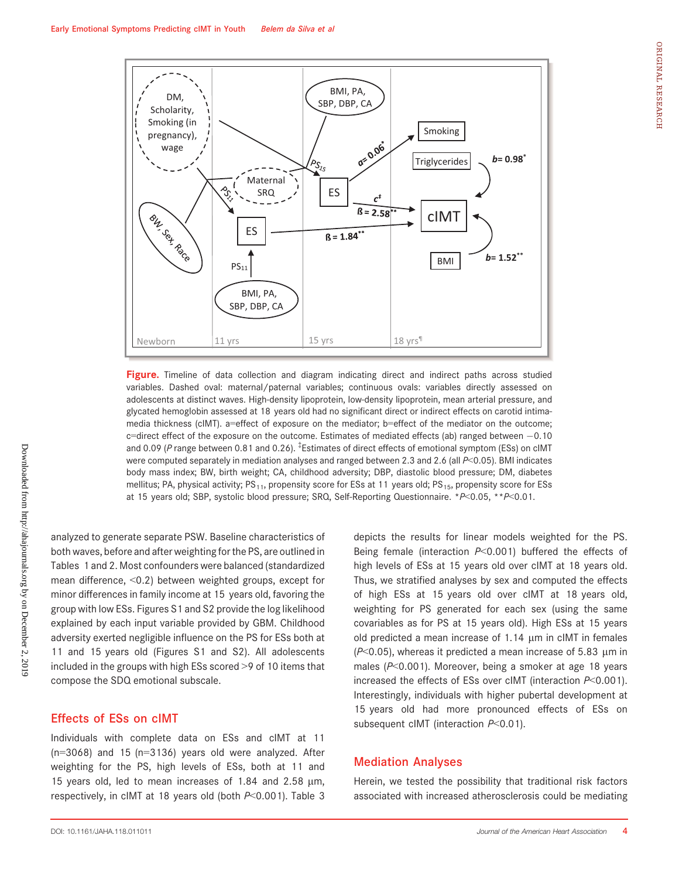**Figure.** Timeline of data collection and diagram indicating direct and indirect paths across studied variables. Dashed oval: maternal/paternal variables; continuous ovals: variables directly assessed on adolescents at distinct waves. High-density lipoprotein, low-density lipoprotein, mean arterial pressure, and glycated hemoglobin assessed at 18 years old had no significant direct or indirect effects on carotid intima-media thickness (cIMT). a=effect of exposure on the mediator; b=effect of the mediator on the outcome; c=direct effect of the exposure on the outcome. Estimates of mediated effects (ab) ranged between −0.10 and 0.09 ($P$ range between 0.81 and 0.26). ‡Estimates of direct effects of emotional symptom (ESs) on cIMT were computed separately in mediation analyses and ranged between 2.3 and 2.6 (all $P<0.05$). BMI indicates body mass index; BW, birth weight; CA, childhood adversity; DBP, diastolic blood pressure; DM, diabetes mellitus; PA, physical activity; $PS_{11}$, propensity score for ESs at 11 years old; $PS_{15}$, propensity score for ESs at 15 years old; SBP, systolic blood pressure; SRQ, Self-Reporting Questionnaire. \*$P<0.05$, \*\*$P<0.01$.

analyzed to generate separate PSW. Baseline characteristics of both waves, before and after weighting for the PS, are outlined in Tables 1 and 2. Most confounders were balanced (standardized mean difference, <0.2) between weighted groups, except for minor differences in family income at 15 years old, favoring the group with low ESs. Figures S1 and S2 provide the log likelihood explained by each input variable provided by GBM. Childhood adversity exerted negligible influence on the PS for ESs both at 11 and 15 years old (Figures S1 and S2). All adolescents included in the groups with high ESs scored >9 of 10 items that compose the SDQ emotional subscale.

## Effects of ESs on cIMT

Individuals with complete data on ESs and cIMT at 11 (n=3068) and 15 (n=3136) years old were analyzed. After weighting for the PS, high levels of ESs, both at 11 and 15 years old, led to mean increases of 1.84 and 2.58 μm, respectively, in cIMT at 18 years old (both $P<0.001$). Table 3 depicts the results for linear models weighted for the PS. Being female (interaction $P<0.001$) buffered the effects of high levels of ESs at 15 years old over cIMT at 18 years old. Thus, we stratified analyses by sex and computed the effects of high ESs at 15 years old over cIMT at 18 years old, weighting for PS generated for each sex (using the same covariables as for PS at 15 years old). High ESs at 15 years old predicted a mean increase of 1.14 μm in cIMT in females ($P<0.05$), whereas it predicted a mean increase of 5.83 μm in males ($P<0.001$). Moreover, being a smoker at age 18 years increased the effects of ESs over cIMT (interaction $P<0.001$). Interestingly, individuals with higher pubertal development at 15 years old had more pronounced effects of ESs on subsequent cIMT (interaction $P<0.01$).

## Mediation Analyses

Herein, we tested the possibility that traditional risk factors associated with increased atherosclerosis could be mediating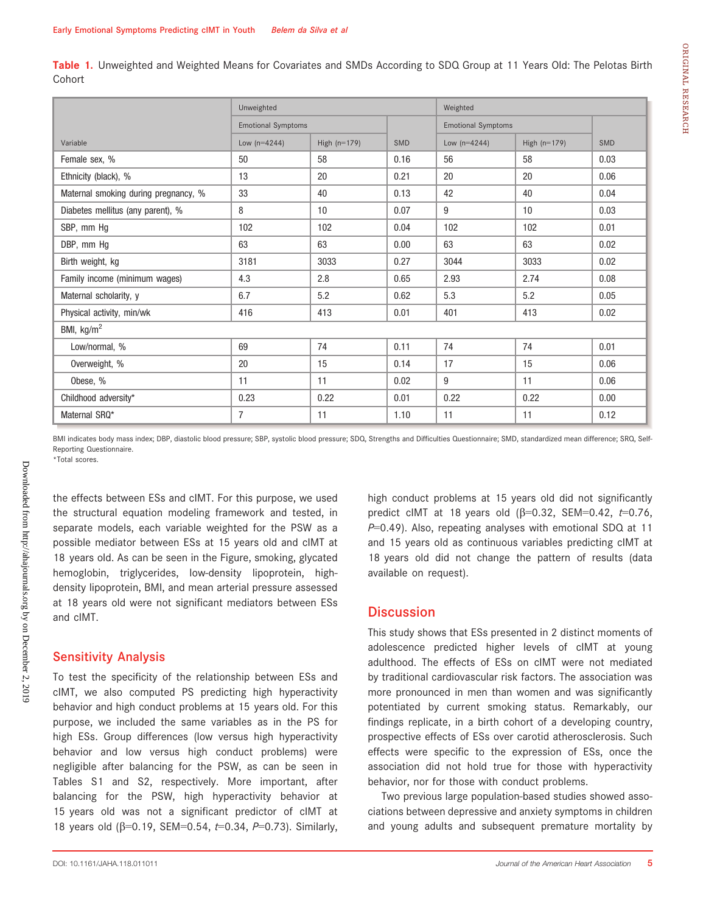**Table 1.** Unweighted and Weighted Means for Covariates and SMDs According to SDQ Group at 11 Years Old: The Pelotas Birth Cohort

| Variable | Unweighted | | | Weighted | | |
|---|---|---|---|---|---|---|
| | Emotional Symptoms | | SMD | Emotional Symptoms | | SMD |
| | Low (n=4244) | High (n=179) | | Low (n=4244) | High (n=179) | |
| Female sex, % | 50 | 58 | 0.16 | 56 | 58 | 0.03 |
| Ethnicity (black), % | 13 | 20 | 0.21 | 20 | 20 | 0.06 |
| Maternal smoking during pregnancy, % | 33 | 40 | 0.13 | 42 | 40 | 0.04 |
| Diabetes mellitus (any parent), % | 8 | 10 | 0.07 | 9 | 10 | 0.03 |
| SBP, mm Hg | 102 | 102 | 0.04 | 102 | 102 | 0.01 |
| DBP, mm Hg | 63 | 63 | 0.00 | 63 | 63 | 0.02 |
| Birth weight, kg | 3181 | 3033 | 0.27 | 3044 | 3033 | 0.02 |
| Family income (minimum wages) | 4.3 | 2.8 | 0.65 | 2.93 | 2.74 | 0.08 |
| Maternal scholarity, y | 6.7 | 5.2 | 0.62 | 5.3 | 5.2 | 0.05 |
| Physical activity, min/wk | 416 | 413 | 0.01 | 401 | 413 | 0.02 |
| BMI, kg/m$^2$ | | | | | | |
| Low/normal, % | 69 | 74 | 0.11 | 74 | 74 | 0.01 |
| Overweight, % | 20 | 15 | 0.14 | 17 | 15 | 0.06 |
| Obese, % | 11 | 11 | 0.02 | 9 | 11 | 0.06 |
| Childhood adversity* | 0.23 | 0.22 | 0.01 | 0.22 | 0.22 | 0.00 |
| Maternal SRQ* | 7 | 11 | 1.10 | 11 | 11 | 0.12 |

BMI indicates body mass index; DBP, diastolic blood pressure; SBP, systolic blood pressure; SDQ, Strengths and Difficulties Questionnaire; SMD, standardized mean difference; SRQ, Self-Reporting Questionnaire.
*Total scores.

the effects between ESs and cIMT. For this purpose, we used the structural equation modeling framework and tested, in separate models, each variable weighted for the PSW as a possible mediator between ESs at 15 years old and cIMT at 18 years old. As can be seen in the Figure, smoking, glycated hemoglobin, triglycerides, low-density lipoprotein, high-density lipoprotein, BMI, and mean arterial pressure assessed at 18 years old were not significant mediators between ESs and cIMT.

## Sensitivity Analysis

To test the specificity of the relationship between ESs and cIMT, we also computed PS predicting high hyperactivity behavior and high conduct problems at 15 years old. For this purpose, we included the same variables as in the PS for high ESs. Group differences (low versus high hyperactivity behavior and low versus high conduct problems) were negligible after balancing for the PSW, as can be seen in Tables S1 and S2, respectively. More important, after balancing for the PSW, high hyperactivity behavior at 15 years old was not a significant predictor of cIMT at 18 years old ($\beta$=0.19, SEM=0.54, $t$=0.34, $P$=0.73). Similarly, high conduct problems at 15 years old did not significantly predict cIMT at 18 years old ($\beta$=0.32, SEM=0.42, $t$=0.76, $P$=0.49). Also, repeating analyses with emotional SDQ at 11 and 15 years old as continuous variables predicting cIMT at 18 years old did not change the pattern of results (data available on request).

## Discussion

This study shows that ESs presented in 2 distinct moments of adolescence predicted higher levels of cIMT at young adulthood. The effects of ESs on cIMT were not mediated by traditional cardiovascular risk factors. The association was more pronounced in men than women and was significantly potentiated by current smoking status. Remarkably, our findings replicate, in a birth cohort of a developing country, prospective effects of ESs over carotid atherosclerosis. Such effects were specific to the expression of ESs, once the association did not hold true for those with hyperactivity behavior, nor for those with conduct problems.

Two previous large population-based studies showed associations between depressive and anxiety symptoms in children and young adults and subsequent premature mortality by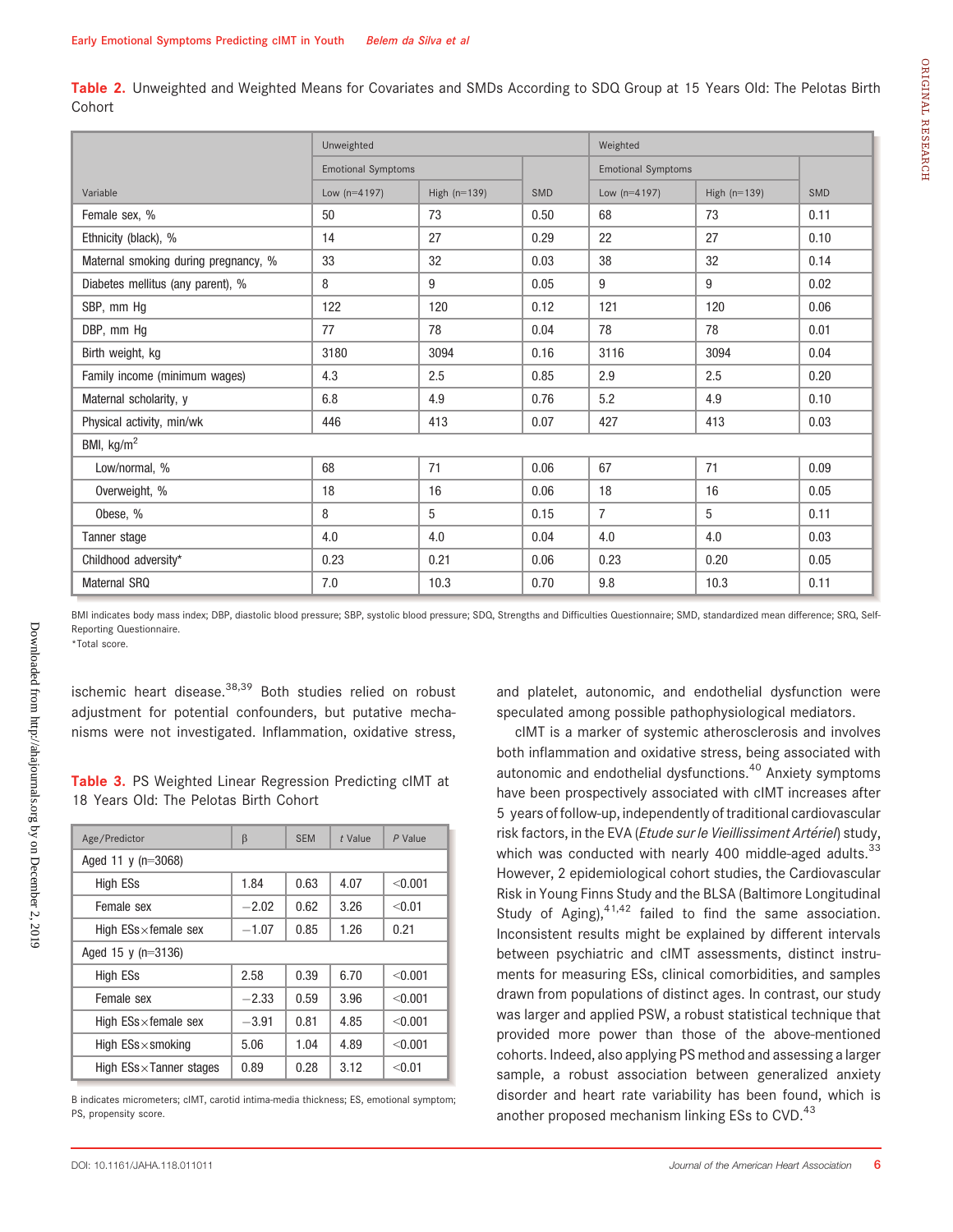**Table 2.** Unweighted and Weighted Means for Covariates and SMDs According to SDQ Group at 15 Years Old: The Pelotas Birth Cohort

| Variable | Unweighted | | | Weighted | | |
|---|---|---|---|---|---|---|
| | Emotional Symptoms | | SMD | Emotional Symptoms | | SMD |
| | Low (n=4197) | High (n=139) | | Low (n=4197) | High (n=139) | |
| Female sex, % | 50 | 73 | 0.50 | 68 | 73 | 0.11 |
| Ethnicity (black), % | 14 | 27 | 0.29 | 22 | 27 | 0.10 |
| Maternal smoking during pregnancy, % | 33 | 32 | 0.03 | 38 | 32 | 0.14 |
| Diabetes mellitus (any parent), % | 8 | 9 | 0.05 | 9 | 9 | 0.02 |
| SBP, mm Hg | 122 | 120 | 0.12 | 121 | 120 | 0.06 |
| DBP, mm Hg | 77 | 78 | 0.04 | 78 | 78 | 0.01 |
| Birth weight, kg | 3180 | 3094 | 0.16 | 3116 | 3094 | 0.04 |
| Family income (minimum wages) | 4.3 | 2.5 | 0.85 | 2.9 | 2.5 | 0.20 |
| Maternal scholarity, y | 6.8 | 4.9 | 0.76 | 5.2 | 4.9 | 0.10 |
| Physical activity, min/wk | 446 | 413 | 0.07 | 427 | 413 | 0.03 |
| BMI, kg/m$^2$ | | | | | | |
| Low/normal, % | 68 | 71 | 0.06 | 67 | 71 | 0.09 |
| Overweight, % | 18 | 16 | 0.06 | 18 | 16 | 0.05 |
| Obese, % | 8 | 5 | 0.15 | 7 | 5 | 0.11 |
| Tanner stage | 4.0 | 4.0 | 0.04 | 4.0 | 4.0 | 0.03 |
| Childhood adversity* | 0.23 | 0.21 | 0.06 | 0.23 | 0.20 | 0.05 |
| Maternal SRQ | 7.0 | 10.3 | 0.70 | 9.8 | 10.3 | 0.11 |

BMI indicates body mass index; DBP, diastolic blood pressure; SBP, systolic blood pressure; SDQ, Strengths and Difficulties Questionnaire; SMD, standardized mean difference; SRQ, Self-Reporting Questionnaire.
*Total score.

ischemic heart disease.[38,39] Both studies relied on robust adjustment for potential confounders, but putative mechanisms were not investigated. Inflammation, oxidative stress, and platelet, autonomic, and endothelial dysfunction were speculated among possible pathophysiological mediators.

**Table 3.** PS Weighted Linear Regression Predicting cIMT at 18 Years Old: The Pelotas Birth Cohort

| Age/Predictor | β | SEM | *t* Value | *P* Value |
|---|---|---|---|---|
| Aged 11 y (n=3068) | | | | |
| High ESs | 1.84 | 0.63 | 4.07 | <0.001 |
| Female sex | −2.02 | 0.62 | 3.26 | <0.01 |
| High ESs×female sex | −1.07 | 0.85 | 1.26 | 0.21 |
| Aged 15 y (n=3136) | | | | |
| High ESs | 2.58 | 0.39 | 6.70 | <0.001 |
| Female sex | −2.33 | 0.59 | 3.96 | <0.001 |
| High ESs×female sex | −3.91 | 0.81 | 4.85 | <0.001 |
| High ESs×smoking | 5.06 | 1.04 | 4.89 | <0.001 |
| High ESs×Tanner stages | 0.89 | 0.28 | 3.12 | <0.01 |

Β indicates micrometers; cIMT, carotid intima-media thickness; ES, emotional symptom; PS, propensity score.

cIMT is a marker of systemic atherosclerosis and involves both inflammation and oxidative stress, being associated with autonomic and endothelial dysfunctions.[40] Anxiety symptoms have been prospectively associated with cIMT increases after 5 years of follow-up, independently of traditional cardiovascular risk factors, in the EVA (*Etude sur le Vieillissiment Artériel*) study, which was conducted with nearly 400 middle-aged adults.[33] However, 2 epidemiological cohort studies, the Cardiovascular Risk in Young Finns Study and the BLSA (Baltimore Longitudinal Study of Aging),[41,42] failed to find the same association. Inconsistent results might be explained by different intervals between psychiatric and cIMT assessments, distinct instruments for measuring ESs, clinical comorbidities, and samples drawn from populations of distinct ages. In contrast, our study was larger and applied PSW, a robust statistical technique that provided more power than those of the above-mentioned cohorts. Indeed, also applying PS method and assessing a larger sample, a robust association between generalized anxiety disorder and heart rate variability has been found, which is another proposed mechanism linking ESs to CVD.[43]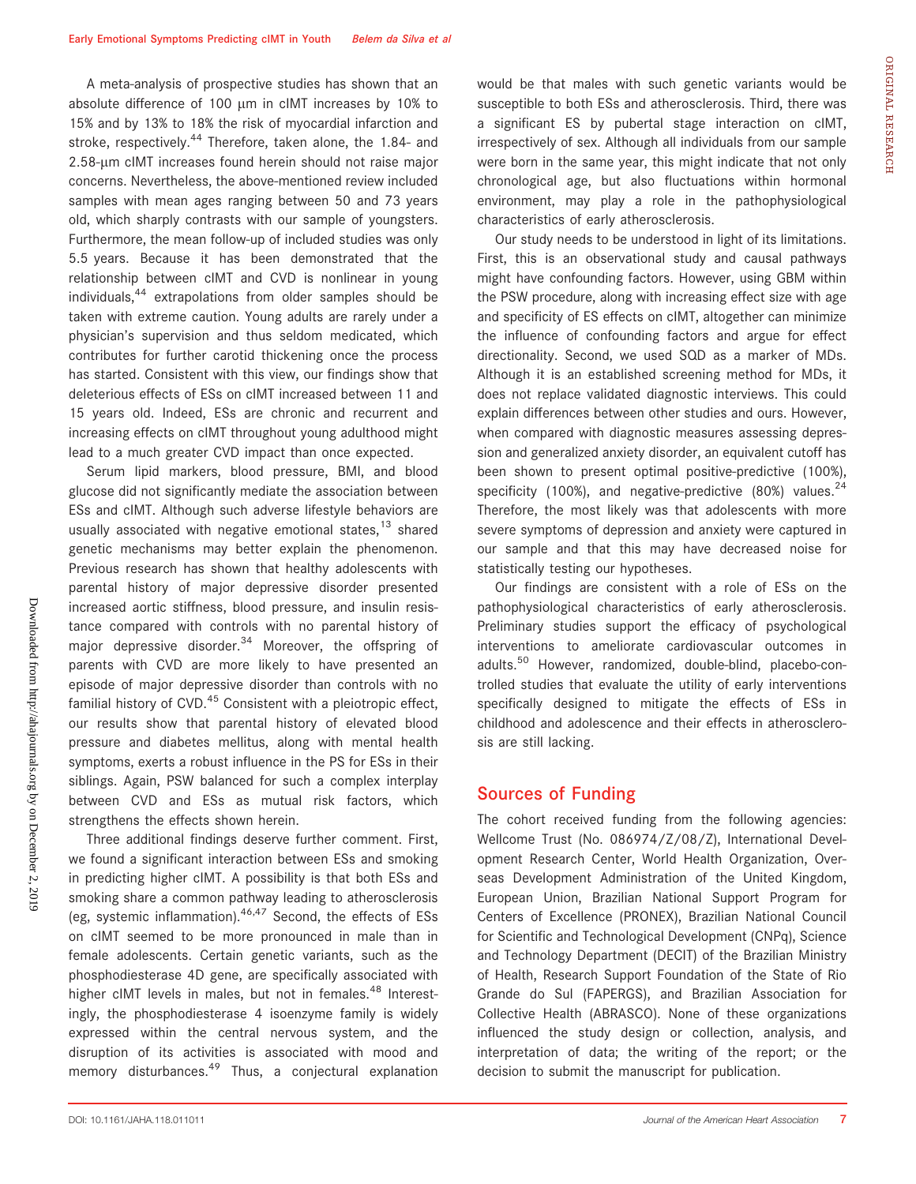A meta-analysis of prospective studies has shown that an absolute difference of 100 μm in cIMT increases by 10% to 15% and by 13% to 18% the risk of myocardial infarction and stroke, respectively.[44] Therefore, taken alone, the 1.84- and 2.58-μm cIMT increases found herein should not raise major concerns. Nevertheless, the above-mentioned review included samples with mean ages ranging between 50 and 73 years old, which sharply contrasts with our sample of youngsters. Furthermore, the mean follow-up of included studies was only 5.5 years. Because it has been demonstrated that the relationship between cIMT and CVD is nonlinear in young individuals,[44] extrapolations from older samples should be taken with extreme caution. Young adults are rarely under a physician's supervision and thus seldom medicated, which contributes for further carotid thickening once the process has started. Consistent with this view, our findings show that deleterious effects of ESs on cIMT increased between 11 and 15 years old. Indeed, ESs are chronic and recurrent and increasing effects on cIMT throughout young adulthood might lead to a much greater CVD impact than once expected.

Serum lipid markers, blood pressure, BMI, and blood glucose did not significantly mediate the association between ESs and cIMT. Although such adverse lifestyle behaviors are usually associated with negative emotional states,[13] shared genetic mechanisms may better explain the phenomenon. Previous research has shown that healthy adolescents with parental history of major depressive disorder presented increased aortic stiffness, blood pressure, and insulin resistance compared with controls with no parental history of major depressive disorder.[34] Moreover, the offspring of parents with CVD are more likely to have presented an episode of major depressive disorder than controls with no familial history of CVD.[45] Consistent with a pleiotropic effect, our results show that parental history of elevated blood pressure and diabetes mellitus, along with mental health symptoms, exerts a robust influence in the PS for ESs in their siblings. Again, PSW balanced for such a complex interplay between CVD and ESs as mutual risk factors, which strengthens the effects shown herein.

Three additional findings deserve further comment. First, we found a significant interaction between ESs and smoking in predicting higher cIMT. A possibility is that both ESs and smoking share a common pathway leading to atherosclerosis (eg, systemic inflammation).[46,47] Second, the effects of ESs on cIMT seemed to be more pronounced in male than in female adolescents. Certain genetic variants, such as the phosphodiesterase 4D gene, are specifically associated with higher cIMT levels in males, but not in females.[48] Interestingly, the phosphodiesterase 4 isoenzyme family is widely expressed within the central nervous system, and the disruption of its activities is associated with mood and memory disturbances.[49] Thus, a conjectural explanation would be that males with such genetic variants would be susceptible to both ESs and atherosclerosis. Third, there was a significant ES by pubertal stage interaction on cIMT, irrespectively of sex. Although all individuals from our sample were born in the same year, this might indicate that not only chronological age, but also fluctuations within hormonal environment, may play a role in the pathophysiological characteristics of early atherosclerosis.

Our study needs to be understood in light of its limitations. First, this is an observational study and causal pathways might have confounding factors. However, using GBM within the PSW procedure, along with increasing effect size with age and specificity of ES effects on cIMT, altogether can minimize the influence of confounding factors and argue for effect directionality. Second, we used SQD as a marker of MDs. Although it is an established screening method for MDs, it does not replace validated diagnostic interviews. This could explain differences between other studies and ours. However, when compared with diagnostic measures assessing depression and generalized anxiety disorder, an equivalent cutoff has been shown to present optimal positive-predictive (100%), specificity (100%), and negative-predictive (80%) values.[24] Therefore, the most likely was that adolescents with more severe symptoms of depression and anxiety were captured in our sample and that this may have decreased noise for statistically testing our hypotheses.

Our findings are consistent with a role of ESs on the pathophysiological characteristics of early atherosclerosis. Preliminary studies support the efficacy of psychological interventions to ameliorate cardiovascular outcomes in adults.[50] However, randomized, double-blind, placebo-controlled studies that evaluate the utility of early interventions specifically designed to mitigate the effects of ESs in childhood and adolescence and their effects in atherosclerosis are still lacking.

## Sources of Funding

The cohort received funding from the following agencies: Wellcome Trust (No. 086974/Z/08/Z), International Development Research Center, World Health Organization, Overseas Development Administration of the United Kingdom, European Union, Brazilian National Support Program for Centers of Excellence (PRONEX), Brazilian National Council for Scientific and Technological Development (CNPq), Science and Technology Department (DECIT) of the Brazilian Ministry of Health, Research Support Foundation of the State of Rio Grande do Sul (FAPERGS), and Brazilian Association for Collective Health (ABRASCO). None of these organizations influenced the study design or collection, analysis, and interpretation of data; the writing of the report; or the decision to submit the manuscript for publication.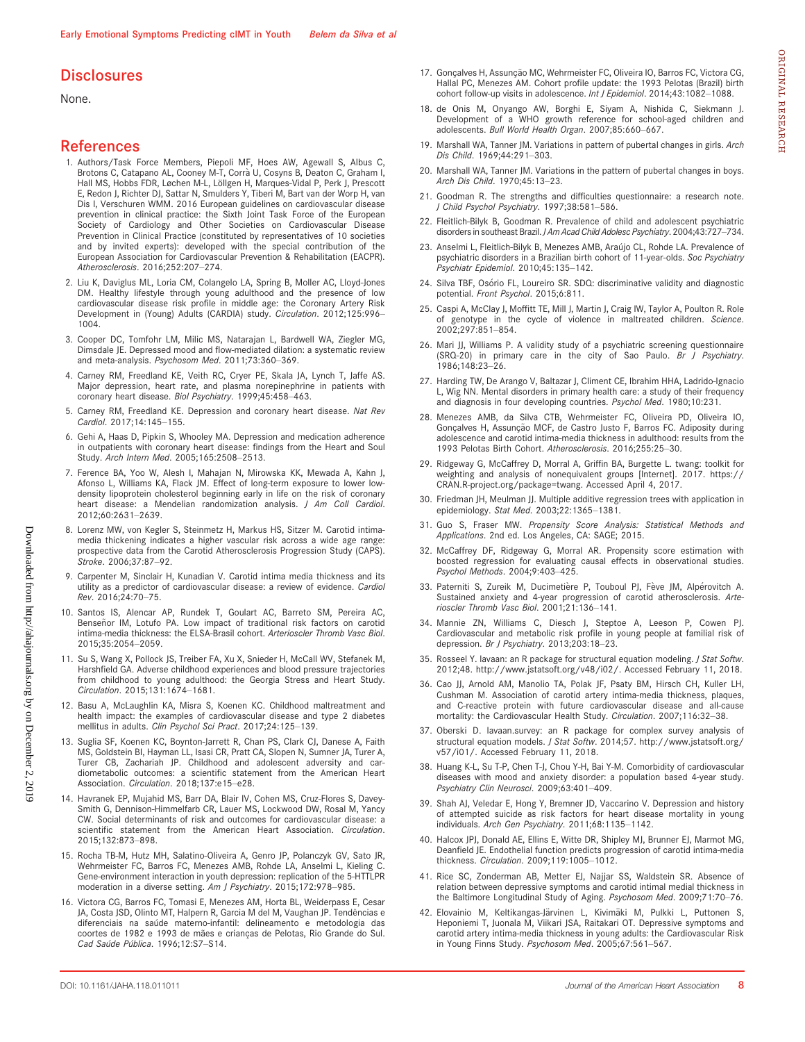## Disclosures

None.

## References

1. Authors/Task Force Members, Piepoli MF, Hoes AW, Agewall S, Albus C, Brotons C, Catapano AL, Cooney M-T, Corrà U, Cosyns B, Deaton C, Graham I, Hall MS, Hobbs FDR, Løchen M-L, Löllgen H, Marques-Vidal P, Perk J, Prescott E, Redon J, Richter DJ, Sattar N, Smulders Y, Tiberi M, Bart van der Worp H, van Dis I, Verschuren WMM. 2016 European guidelines on cardiovascular disease prevention in clinical practice: the Sixth Joint Task Force of the European Society of Cardiology and Other Societies on Cardiovascular Disease Prevention in Clinical Practice (constituted by representatives of 10 societies and by invited experts): developed with the special contribution of the European Association for Cardiovascular Prevention & Rehabilitation (EACPR). *Atherosclerosis*. 2016;252:207–274.
2. Liu K, Daviglus ML, Loria CM, Colangelo LA, Spring B, Moller AC, Lloyd-Jones DM. Healthy lifestyle through young adulthood and the presence of low cardiovascular disease risk profile in middle age: the Coronary Artery Risk Development in (Young) Adults (CARDIA) study. *Circulation*. 2012;125:996–1004.
3. Cooper DC, Tomfohr LM, Milic MS, Natarajan L, Bardwell WA, Ziegler MG, Dimsdale JE. Depressed mood and flow-mediated dilation: a systematic review and meta-analysis. *Psychosom Med*. 2011;73:360–369.
4. Carney RM, Freedland KE, Veith RC, Cryer PE, Skala JA, Lynch T, Jaffe AS. Major depression, heart rate, and plasma norepinephrine in patients with coronary heart disease. *Biol Psychiatry*. 1999;45:458–463.
5. Carney RM, Freedland KE. Depression and coronary heart disease. *Nat Rev Cardiol*. 2017;14:145–155.
6. Gehi A, Haas D, Pipkin S, Whooley MA. Depression and medication adherence in outpatients with coronary heart disease: findings from the Heart and Soul Study. *Arch Intern Med*. 2005;165:2508–2513.
7. Ference BA, Yoo W, Alesh I, Mahajan N, Mirowska KK, Mewada A, Kahn J, Afonso L, Williams KA, Flack JM. Effect of long-term exposure to lower low-density lipoprotein cholesterol beginning early in life on the risk of coronary heart disease: a Mendelian randomization analysis. *J Am Coll Cardiol*. 2012;60:2631–2639.
8. Lorenz MW, von Kegler S, Steinmetz H, Markus HS, Sitzer M. Carotid intima-media thickening indicates a higher vascular risk across a wide age range: prospective data from the Carotid Atherosclerosis Progression Study (CAPS). *Stroke*. 2006;37:87–92.
9. Carpenter M, Sinclair H, Kunadian V. Carotid intima media thickness and its utility as a predictor of cardiovascular disease: a review of evidence. *Cardiol Rev*. 2016;24:70–75.
10. Santos IS, Alencar AP, Rundek T, Goulart AC, Barreto SM, Pereira AC, Benseñor IM, Lotufo PA. Low impact of traditional risk factors on carotid intima-media thickness: the ELSA-Brasil cohort. *Arterioscler Thromb Vasc Biol*. 2015;35:2054–2059.
11. Su S, Wang X, Pollock JS, Treiber FA, Xu X, Snieder H, McCall WV, Stefanek M, Harshfield GA. Adverse childhood experiences and blood pressure trajectories from childhood to young adulthood: the Georgia Stress and Heart Study. *Circulation*. 2015;131:1674–1681.
12. Basu A, McLaughlin KA, Misra S, Koenen KC. Childhood maltreatment and health impact: the examples of cardiovascular disease and type 2 diabetes mellitus in adults. *Clin Psychol Sci Pract*. 2017;24:125–139.
13. Suglia SF, Koenen KC, Boynton-Jarrett R, Chan PS, Clark CJ, Danese A, Faith MS, Goldstein BI, Hayman LL, Isasi CR, Pratt CA, Slopen N, Sumner JA, Turer A, Turer CB, Zachariah JP. Childhood and adolescent adversity and cardiometabolic outcomes: a scientific statement from the American Heart Association. *Circulation*. 2018;137:e15–e28.
14. Havranek EP, Mujahid MS, Barr DA, Blair IV, Cohen MS, Cruz-Flores S, Davey-Smith G, Dennison-Himmelfarb CR, Lauer MS, Lockwood DW, Rosal M, Yancy CW. Social determinants of risk and outcomes for cardiovascular disease: a scientific statement from the American Heart Association. *Circulation*. 2015;132:873–898.
15. Rocha TB-M, Hutz MH, Salatino-Oliveira A, Genro JP, Polanczyk GV, Sato JR, Wehrmeister FC, Barros FC, Menezes AMB, Rohde LA, Anselmi L, Kieling C. Gene-environment interaction in youth depression: replication of the 5-HTTLPR moderation in a diverse setting. *Am J Psychiatry*. 2015;172:978–985.
16. Victora CG, Barros FC, Tomasi E, Menezes AM, Horta BL, Weiderpass E, Cesar JA, Costa JSD, Olinto MT, Halpern R, Garcia M del M, Vaughan JP. Tendências e diferenciais na saúde materno-infantil: delineamento e metodologia das coortes de 1982 e 1993 de mães e crianças de Pelotas, Rio Grande do Sul. *Cad Saúde Pública*. 1996;12:S7–S14.
17. Gonçalves H, Assunção MC, Wehrmeister FC, Oliveira IO, Barros FC, Victora CG, Hallal PC, Menezes AM. Cohort profile update: the 1993 Pelotas (Brazil) birth cohort follow-up visits in adolescence. *Int J Epidemiol*. 2014;43:1082–1088.
18. de Onis M, Onyango AW, Borghi E, Siyam A, Nishida C, Siekmann J. Development of a WHO growth reference for school-aged children and adolescents. *Bull World Health Organ*. 2007;85:660–667.
19. Marshall WA, Tanner JM. Variations in pattern of pubertal changes in girls. *Arch Dis Child*. 1969;44:291–303.
20. Marshall WA, Tanner JM. Variations in the pattern of pubertal changes in boys. *Arch Dis Child*. 1970;45:13–23.
21. Goodman R. The strengths and difficulties questionnaire: a research note. *J Child Psychol Psychiatry*. 1997;38:581–586.
22. Fleitlich-Bilyk B, Goodman R. Prevalence of child and adolescent psychiatric disorders in southeast Brazil. *J Am Acad Child Adolesc Psychiatry*. 2004;43:727–734.
23. Anselmi L, Fleitlich-Bilyk B, Menezes AMB, Araújo CL, Rohde LA. Prevalence of psychiatric disorders in a Brazilian birth cohort of 11-year-olds. *Soc Psychiatry Psychiatr Epidemiol*. 2010;45:135–142.
24. Silva TBF, Osório FL, Loureiro SR. SDQ: discriminative validity and diagnostic potential. *Front Psychol*. 2015;6:811.
25. Caspi A, McClay J, Moffitt TE, Mill J, Martin J, Craig IW, Taylor A, Poulton R. Role of genotype in the cycle of violence in maltreated children. *Science*. 2002;297:851–854.
26. Mari JJ, Williams P. A validity study of a psychiatric screening questionnaire (SRQ-20) in primary care in the city of Sao Paulo. *Br J Psychiatry*. 1986;148:23–26.
27. Harding TW, De Arango V, Baltazar J, Climent CE, Ibrahim HHA, Ladrido-Ignacio L, Wig NN. Mental disorders in primary health care: a study of their frequency and diagnosis in four developing countries. *Psychol Med*. 1980;10:231.
28. Menezes AMB, da Silva CTB, Wehrmeister FC, Oliveira PD, Oliveira IO, Gonçalves H, Assunção MCF, de Castro Justo F, Barros FC. Adiposity during adolescence and carotid intima-media thickness in adulthood: results from the 1993 Pelotas Birth Cohort. *Atherosclerosis*. 2016;255:25–30.
29. Ridgeway G, McCaffrey D, Morral A, Griffin BA, Burgette L. twang: toolkit for weighting and analysis of nonequivalent groups [Internet]. 2017. https://CRAN.R-project.org/package=twang. Accessed April 4, 2017.
30. Friedman JH, Meulman JJ. Multiple additive regression trees with application in epidemiology. *Stat Med*. 2003;22:1365–1381.
31. Guo S, Fraser MW. *Propensity Score Analysis: Statistical Methods and Applications*. 2nd ed. Los Angeles, CA: SAGE; 2015.
32. McCaffrey DF, Ridgeway G, Morral AR. Propensity score estimation with boosted regression for evaluating causal effects in observational studies. *Psychol Methods*. 2004;9:403–425.
33. Paterniti S, Zureik M, Ducimetière P, Touboul PJ, Fève JM, Alpérovitch A. Sustained anxiety and 4-year progression of carotid atherosclerosis. *Arterioscler Thromb Vasc Biol*. 2001;21:136–141.
34. Mannie ZN, Williams C, Diesch J, Steptoe A, Leeson P, Cowen PJ. Cardiovascular and metabolic risk profile in young people at familial risk of depression. *Br J Psychiatry*. 2013;203:18–23.
35. Rosseel Y. lavaan: an R package for structural equation modeling. *J Stat Softw*. 2012;48. http://www.jstatsoft.org/v48/i02/. Accessed February 11, 2018.
36. Cao JJ, Arnold AM, Manolio TA, Polak JF, Psaty BM, Hirsch CH, Kuller LH, Cushman M. Association of carotid artery intima-media thickness, plaques, and C-reactive protein with future cardiovascular disease and all-cause mortality: the Cardiovascular Health Study. *Circulation*. 2007;116:32–38.
37. Oberski D. lavaan.survey: an R package for complex survey analysis of structural equation models. *J Stat Softw*. 2014;57. http://www.jstatsoft.org/v57/i01/. Accessed February 11, 2018.
38. Huang K-L, Su T-P, Chen T-J, Chou Y-H, Bai Y-M. Comorbidity of cardiovascular diseases with mood and anxiety disorder: a population based 4-year study. *Psychiatry Clin Neurosci*. 2009;63:401–409.
39. Shah AJ, Veledar E, Hong Y, Bremner JD, Vaccarino V. Depression and history of attempted suicide as risk factors for heart disease mortality in young individuals. *Arch Gen Psychiatry*. 2011;68:1135–1142.
40. Halcox JPJ, Donald AE, Ellins E, Witte DR, Shipley MJ, Brunner EJ, Marmot MG, Deanfield JE. Endothelial function predicts progression of carotid intima-media thickness. *Circulation*. 2009;119:1005–1012.
41. Rice SC, Zonderman AB, Metter EJ, Najjar SS, Waldstein SR. Absence of relation between depressive symptoms and carotid intimal medial thickness in the Baltimore Longitudinal Study of Aging. *Psychosom Med*. 2009;71:70–76.
42. Elovainio M, Keltikangas-Järvinen L, Kivimäki M, Pulkki L, Puttonen S, Heponiemi T, Juonala M, Viikari JSA, Raitakari OT. Depressive symptoms and carotid artery intima-media thickness in young adults: the Cardiovascular Risk in Young Finns Study. *Psychosom Med*. 2005;67:561–567.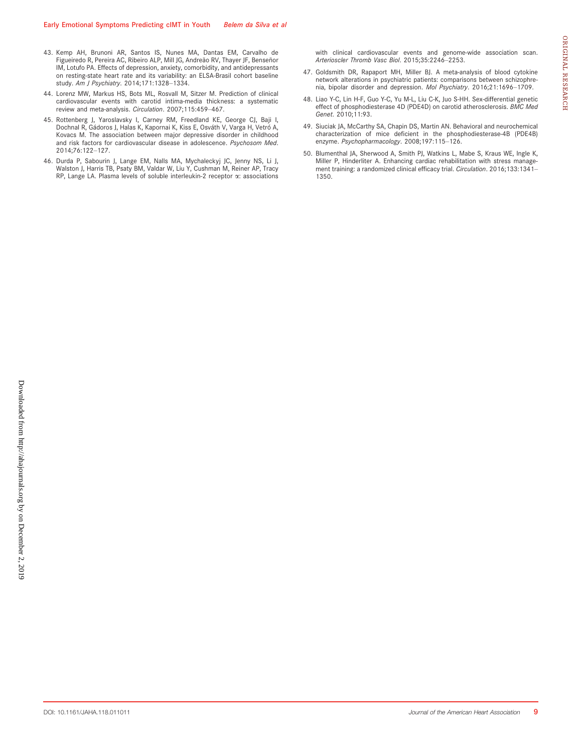43. Kemp AH, Brunoni AR, Santos IS, Nunes MA, Dantas EM, Carvalho de Figueiredo R, Pereira AC, Ribeiro ALP, Mill JG, Andreão RV, Thayer JF, Benseñor IM, Lotufo PA. Effects of depression, anxiety, comorbidity, and antidepressants on resting-state heart rate and its variability: an ELSA-Brasil cohort baseline study. *Am J Psychiatry*. 2014;171:1328–1334.
44. Lorenz MW, Markus HS, Bots ML, Rosvall M, Sitzer M. Prediction of clinical cardiovascular events with carotid intima-media thickness: a systematic review and meta-analysis. *Circulation*. 2007;115:459–467.
45. Rottenberg J, Yaroslavsky I, Carney RM, Freedland KE, George CJ, Baji I, Dochnal R, Gádoros J, Halas K, Kapornai K, Kiss E, Osváth V, Varga H, Vetró A, Kovacs M. The association between major depressive disorder in childhood and risk factors for cardiovascular disease in adolescence. *Psychosom Med*. 2014;76:122–127.
46. Durda P, Sabourin J, Lange EM, Nalls MA, Mychaleckyj JC, Jenny NS, Li J, Walston J, Harris TB, Psaty BM, Valdar W, Liu Y, Cushman M, Reiner AP, Tracy RP, Lange LA. Plasma levels of soluble interleukin-2 receptor α: associations with clinical cardiovascular events and genome-wide association scan. *Arterioscler Thromb Vasc Biol*. 2015;35:2246–2253.
47. Goldsmith DR, Rapaport MH, Miller BJ. A meta-analysis of blood cytokine network alterations in psychiatric patients: comparisons between schizophrenia, bipolar disorder and depression. *Mol Psychiatry*. 2016;21:1696–1709.
48. Liao Y-C, Lin H-F, Guo Y-C, Yu M-L, Liu C-K, Juo S-HH. Sex-differential genetic effect of phosphodiesterase 4D (PDE4D) on carotid atherosclerosis. *BMC Med Genet*. 2010;11:93.
49. Siuciak JA, McCarthy SA, Chapin DS, Martin AN. Behavioral and neurochemical characterization of mice deficient in the phosphodiesterase-4B (PDE4B) enzyme. *Psychopharmacology*. 2008;197:115–126.
50. Blumenthal JA, Sherwood A, Smith PJ, Watkins L, Mabe S, Kraus WE, Ingle K, Miller P, Hinderliter A. Enhancing cardiac rehabilitation with stress management training: a randomized clinical efficacy trial. *Circulation*. 2016;133:1341–1350.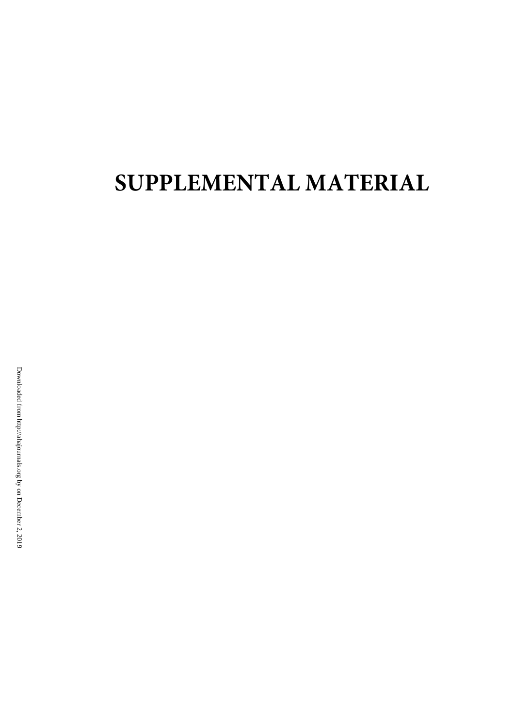# SUPPLEMENTAL MATERIAL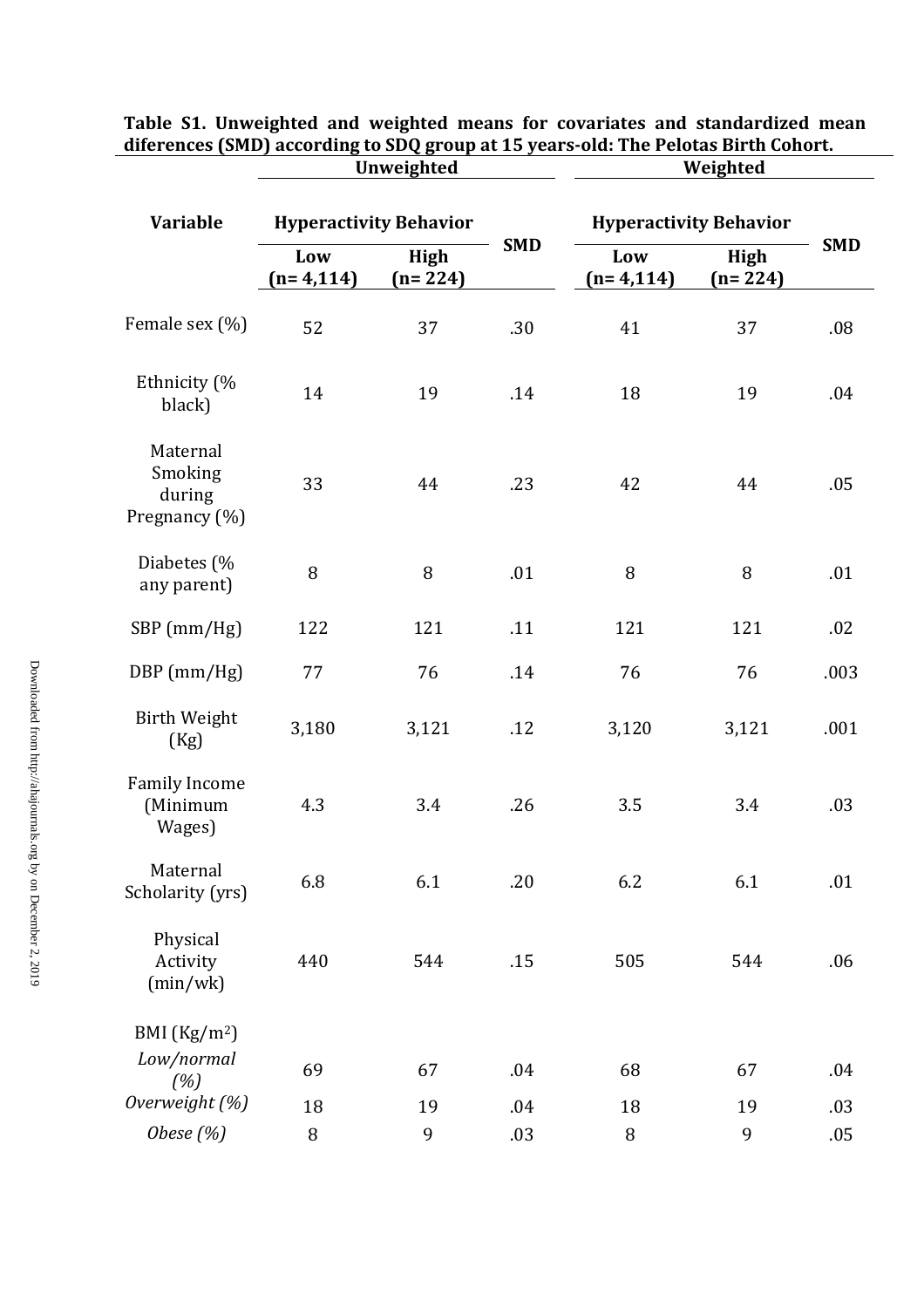**Table S1. Unweighted and weighted means for covariates and standardized mean diferences (SMD) according to SDQ group at 15 years-old: The Pelotas Birth Cohort.**

| Variable | Unweighted | | | Weighted | | |
|---|---|---|---|---|---|---|
| | Hyperactivity Behavior | | SMD | Hyperactivity Behavior | | SMD |
| | Low (n= 4,114) | High (n= 224) | | Low (n= 4,114) | High (n= 224) | |
| Female sex (%) | 52 | 37 | .30 | 41 | 37 | .08 |
| Ethnicity (% black) | 14 | 19 | .14 | 18 | 19 | .04 |
| Maternal Smoking during Pregnancy (%) | 33 | 44 | .23 | 42 | 44 | .05 |
| Diabetes (% any parent) | 8 | 8 | .01 | 8 | 8 | .01 |
| SBP (mm/Hg) | 122 | 121 | .11 | 121 | 121 | .02 |
| DBP (mm/Hg) | 77 | 76 | .14 | 76 | 76 | .003 |
| Birth Weight (Kg) | 3,180 | 3,121 | .12 | 3,120 | 3,121 | .001 |
| Family Income (Minimum Wages) | 4.3 | 3.4 | .26 | 3.5 | 3.4 | .03 |
| Maternal Scholarity (yrs) | 6.8 | 6.1 | .20 | 6.2 | 6.1 | .01 |
| Physical Activity (min/wk) | 440 | 544 | .15 | 505 | 544 | .06 |
| BMI (Kg/m$^2$) | | | | | | |
| *Low/normal (%)* | 69 | 67 | .04 | 68 | 67 | .04 |
| *Overweight (%)* | 18 | 19 | .04 | 18 | 19 | .03 |
| *Obese (%)* | 8 | 9 | .03 | 8 | 9 | .05 |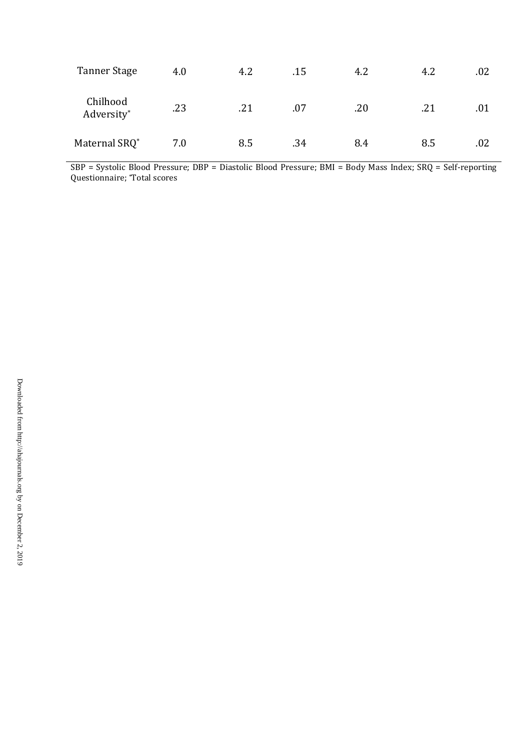| | | | | | | |
|---|---|---|---|---|---|---|
| Tanner Stage | 4.0 | 4.2 | .15 | 4.2 | 4.2 | .02 |
| Chilhood Adversity* | .23 | .21 | .07 | .20 | .21 | .01 |
| Maternal SRQ* | 7.0 | 8.5 | .34 | 8.4 | 8.5 | .02 |

SBP = Systolic Blood Pressure; DBP = Diastolic Blood Pressure; BMI = Body Mass Index; SRQ = Self-reporting Questionnaire; *Total scores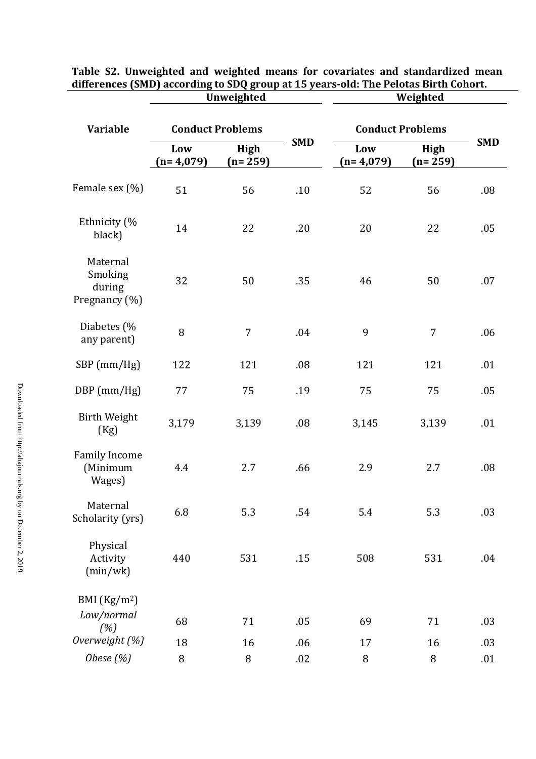**Table S2. Unweighted and weighted means for covariates and standardized mean differences (SMD) according to SDQ group at 15 years-old: The Pelotas Birth Cohort.**

| Variable | Unweighted | | | Weighted | | |
|---|---|---|---|---|---|---|
| | Conduct Problems | | SMD | Conduct Problems | | SMD |
| | Low (n= 4,079) | High (n= 259) | | Low (n= 4,079) | High (n= 259) | |
| Female sex (%) | 51 | 56 | .10 | 52 | 56 | .08 |
| Ethnicity (% black) | 14 | 22 | .20 | 20 | 22 | .05 |
| Maternal Smoking during Pregnancy (%) | 32 | 50 | .35 | 46 | 50 | .07 |
| Diabetes (% any parent) | 8 | 7 | .04 | 9 | 7 | .06 |
| SBP (mm/Hg) | 122 | 121 | .08 | 121 | 121 | .01 |
| DBP (mm/Hg) | 77 | 75 | .19 | 75 | 75 | .05 |
| Birth Weight (Kg) | 3,179 | 3,139 | .08 | 3,145 | 3,139 | .01 |
| Family Income (Minimum Wages) | 4.4 | 2.7 | .66 | 2.9 | 2.7 | .08 |
| Maternal Scholarity (yrs) | 6.8 | 5.3 | .54 | 5.4 | 5.3 | .03 |
| Physical Activity (min/wk) | 440 | 531 | .15 | 508 | 531 | .04 |
| BMI (Kg/m$^2$) | | | | | | |
| *Low/normal (%)* | 68 | 71 | .05 | 69 | 71 | .03 |
| *Overweight (%)* | 18 | 16 | .06 | 17 | 16 | .03 |
| *Obese (%)* | 8 | 8 | .02 | 8 | 8 | .01 |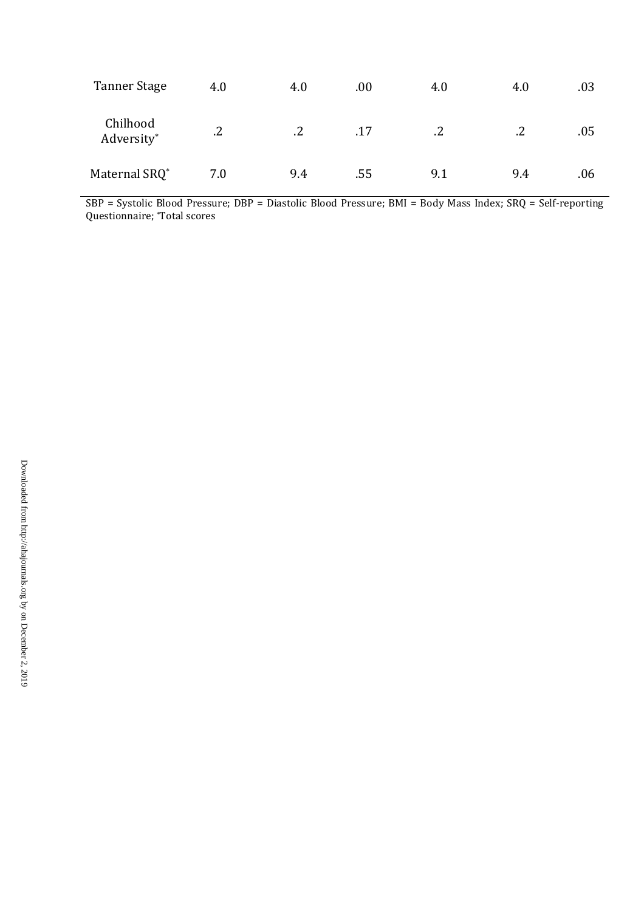| | | | | | | |
|---|---|---|---|---|---|---|
| Tanner Stage | 4.0 | 4.0 | .00 | 4.0 | 4.0 | .03 |
| Chilhood Adversity* | .2 | .2 | .17 | .2 | .2 | .05 |
| Maternal SRQ* | 7.0 | 9.4 | .55 | 9.1 | 9.4 | .06 |

SBP = Systolic Blood Pressure; DBP = Diastolic Blood Pressure; BMI = Body Mass Index; SRQ = Self-reporting Questionnaire; *Total scores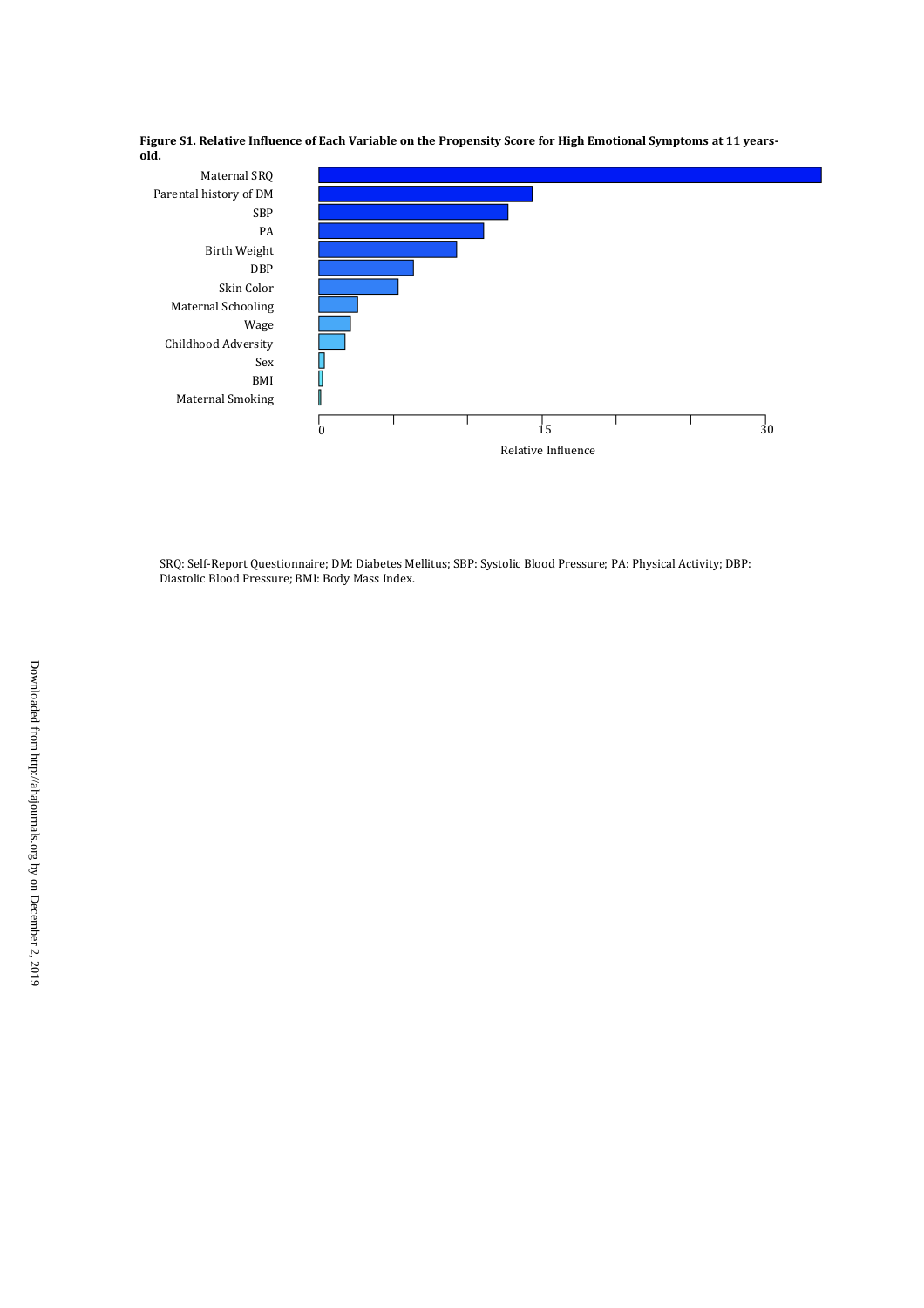**Figure S1. Relative Influence of Each Variable on the Propensity Score for High Emotional Symptoms at 11 years-old.**

SRQ: Self-Report Questionnaire; DM: Diabetes Mellitus; SBP: Systolic Blood Pressure; PA: Physical Activity; DBP: Diastolic Blood Pressure; BMI: Body Mass Index.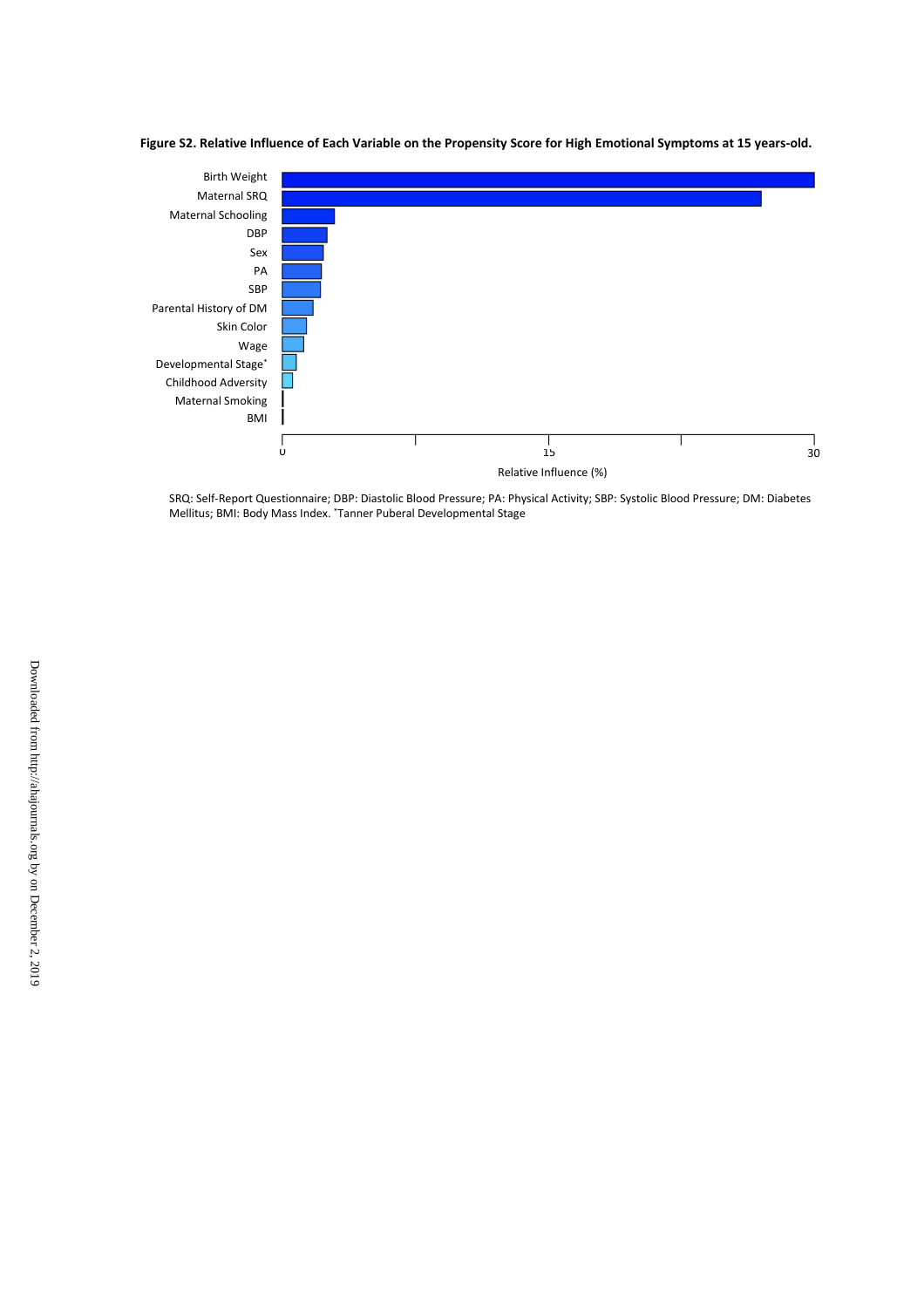**Figure S2. Relative Influence of Each Variable on the Propensity Score for High Emotional Symptoms at 15 years-old.**

Birth Weight
Maternal SRQ
Maternal Schooling
DBP
Sex
PA
SBP
Parental History of DM
Skin Color
Wage
Developmental Stage*
Childhood Adversity
Maternal Smoking
BMI

0
15
30

Relative Influence (%)

SRQ: Self-Report Questionnaire; DBP: Diastolic Blood Pressure; PA: Physical Activity; SBP: Systolic Blood Pressure; DM: Diabetes Mellitus; BMI: Body Mass Index. *Tanner Puberal Developmental Stage